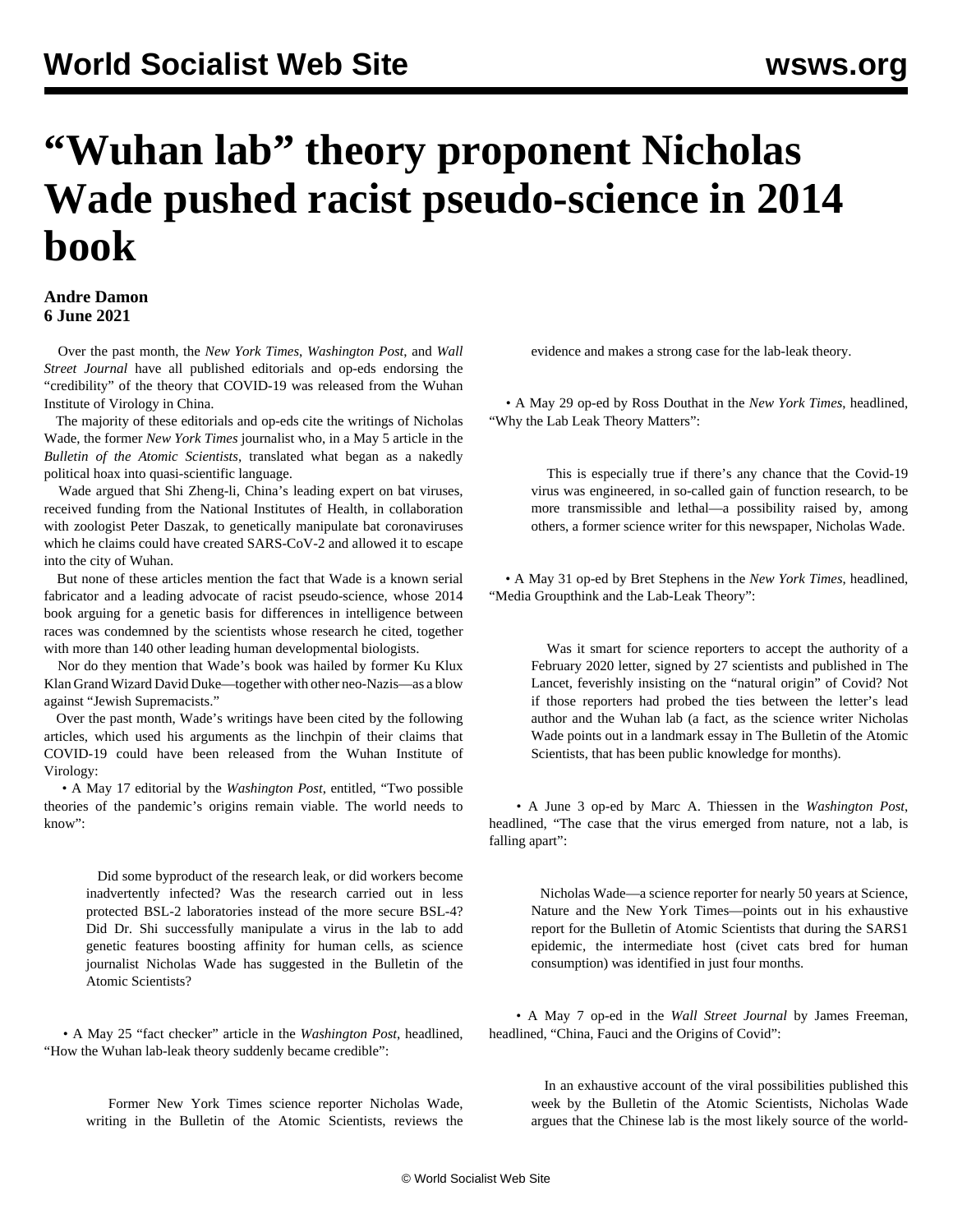# "Wuhan lab" theory proponent Nicholas Wade pushed racist pseudo-science in 2014 book

**Andre Damon**
**6 June 2021**

Over the past month, the *New York Times*, *Washington Post*, and *Wall Street Journal* have all published editorials and op-eds endorsing the "credibility" of the theory that COVID-19 was released from the Wuhan Institute of Virology in China.

The majority of these editorials and op-eds cite the writings of Nicholas Wade, the former *New York Times* journalist who, in a May 5 article in the *Bulletin of the Atomic Scientists*, translated what began as a nakedly political hoax into quasi-scientific language.

Wade argued that Shi Zheng-li, China's leading expert on bat viruses, received funding from the National Institutes of Health, in collaboration with zoologist Peter Daszak, to genetically manipulate bat coronaviruses which he claims could have created SARS-CoV-2 and allowed it to escape into the city of Wuhan.

But none of these articles mention the fact that Wade is a known serial fabricator and a leading advocate of racist pseudo-science, whose 2014 book arguing for a genetic basis for differences in intelligence between races was condemned by the scientists whose research he cited, together with more than 140 other leading human developmental biologists.

Nor do they mention that Wade's book was hailed by former Ku Klux Klan Grand Wizard David Duke—together with other neo-Nazis—as a blow against "Jewish Supremacists."

Over the past month, Wade's writings have been cited by the following articles, which used his arguments as the linchpin of their claims that COVID-19 could have been released from the Wuhan Institute of Virology:

• A May 17 editorial by the *Washington Post*, entitled, "Two possible theories of the pandemic's origins remain viable. The world needs to know":

> Did some byproduct of the research leak, or did workers become inadvertently infected? Was the research carried out in less protected BSL-2 laboratories instead of the more secure BSL-4? Did Dr. Shi successfully manipulate a virus in the lab to add genetic features boosting affinity for human cells, as science journalist Nicholas Wade has suggested in the Bulletin of the Atomic Scientists?

• A May 25 "fact checker" article in the *Washington Post*, headlined, "How the Wuhan lab-leak theory suddenly became credible":

> Former New York Times science reporter Nicholas Wade, writing in the Bulletin of the Atomic Scientists, reviews the evidence and makes a strong case for the lab-leak theory.

• A May 29 op-ed by Ross Douthat in the *New York Times*, headlined, "Why the Lab Leak Theory Matters":

> This is especially true if there's any chance that the Covid-19 virus was engineered, in so-called gain of function research, to be more transmissible and lethal—a possibility raised by, among others, a former science writer for this newspaper, Nicholas Wade.

• A May 31 op-ed by Bret Stephens in the *New York Times*, headlined, "Media Groupthink and the Lab-Leak Theory":

> Was it smart for science reporters to accept the authority of a February 2020 letter, signed by 27 scientists and published in The Lancet, feverishly insisting on the "natural origin" of Covid? Not if those reporters had probed the ties between the letter's lead author and the Wuhan lab (a fact, as the science writer Nicholas Wade points out in a landmark essay in The Bulletin of the Atomic Scientists, that has been public knowledge for months).

• A June 3 op-ed by Marc A. Thiessen in the *Washington Post*, headlined, "The case that the virus emerged from nature, not a lab, is falling apart":

> Nicholas Wade—a science reporter for nearly 50 years at Science, Nature and the New York Times—points out in his exhaustive report for the Bulletin of Atomic Scientists that during the SARS1 epidemic, the intermediate host (civet cats bred for human consumption) was identified in just four months.

• A May 7 op-ed in the *Wall Street Journal* by James Freeman, headlined, "China, Fauci and the Origins of Covid":

> In an exhaustive account of the viral possibilities published this week by the Bulletin of the Atomic Scientists, Nicholas Wade argues that the Chinese lab is the most likely source of the world-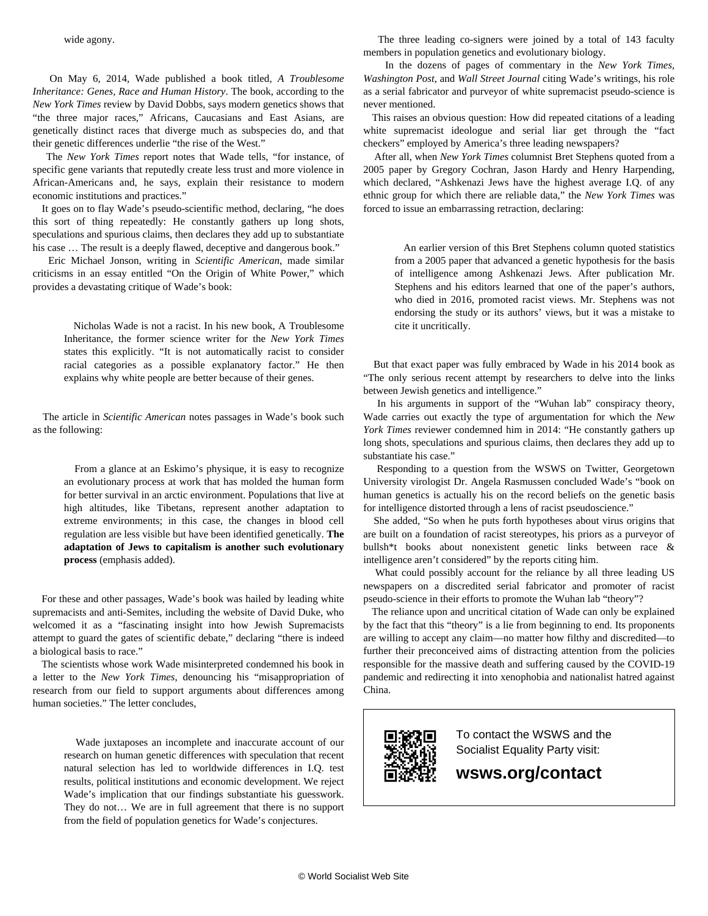wide agony.

On May 6, 2014, Wade published a book titled, *A Troublesome Inheritance: Genes, Race and Human History*. The book, according to the *New York Times* review by David Dobbs, says modern genetics shows that "the three major races," Africans, Caucasians and East Asians, are genetically distinct races that diverge much as subspecies do, and that their genetic differences underlie "the rise of the West."

The *New York Times* report notes that Wade tells, "for instance, of specific gene variants that reputedly create less trust and more violence in African-Americans and, he says, explain their resistance to modern economic institutions and practices."

It goes on to flay Wade's pseudo-scientific method, declaring, "he does this sort of thing repeatedly: He constantly gathers up long shots, speculations and spurious claims, then declares they add up to substantiate his case … The result is a deeply flawed, deceptive and dangerous book."

Eric Michael Jonson, writing in *Scientific American*, made similar criticisms in an essay entitled "On the Origin of White Power," which provides a devastating critique of Wade's book:

> Nicholas Wade is not a racist. In his new book, A Troublesome Inheritance, the former science writer for the *New York Times* states this explicitly. "It is not automatically racist to consider racial categories as a possible explanatory factor." He then explains why white people are better because of their genes.

The article in *Scientific American* notes passages in Wade's book such as the following:

> From a glance at an Eskimo's physique, it is easy to recognize an evolutionary process at work that has molded the human form for better survival in an arctic environment. Populations that live at high altitudes, like Tibetans, represent another adaptation to extreme environments; in this case, the changes in blood cell regulation are less visible but have been identified genetically. **The adaptation of Jews to capitalism is another such evolutionary process** (emphasis added).

For these and other passages, Wade's book was hailed by leading white supremacists and anti-Semites, including the website of David Duke, who welcomed it as a "fascinating insight into how Jewish Supremacists attempt to guard the gates of scientific debate," declaring "there is indeed a biological basis to race."

The scientists whose work Wade misinterpreted condemned his book in a letter to the *New York Times*, denouncing his "misappropriation of research from our field to support arguments about differences among human societies." The letter concludes,

> Wade juxtaposes an incomplete and inaccurate account of our research on human genetic differences with speculation that recent natural selection has led to worldwide differences in I.Q. test results, political institutions and economic development. We reject Wade's implication that our findings substantiate his guesswork. They do not… We are in full agreement that there is no support from the field of population genetics for Wade's conjectures.

The three leading co-signers were joined by a total of 143 faculty members in population genetics and evolutionary biology.

In the dozens of pages of commentary in the *New York Times*, *Washington Post*, and *Wall Street Journal* citing Wade's writings, his role as a serial fabricator and purveyor of white supremacist pseudo-science is never mentioned.

This raises an obvious question: How did repeated citations of a leading white supremacist ideologue and serial liar get through the "fact checkers" employed by America's three leading newspapers?

After all, when *New York Times* columnist Bret Stephens quoted from a 2005 paper by Gregory Cochran, Jason Hardy and Henry Harpending, which declared, "Ashkenazi Jews have the highest average I.Q. of any ethnic group for which there are reliable data," the *New York Times* was forced to issue an embarrassing retraction, declaring:

> An earlier version of this Bret Stephens column quoted statistics from a 2005 paper that advanced a genetic hypothesis for the basis of intelligence among Ashkenazi Jews. After publication Mr. Stephens and his editors learned that one of the paper's authors, who died in 2016, promoted racist views. Mr. Stephens was not endorsing the study or its authors' views, but it was a mistake to cite it uncritically.

But that exact paper was fully embraced by Wade in his 2014 book as "The only serious recent attempt by researchers to delve into the links between Jewish genetics and intelligence."

In his arguments in support of the "Wuhan lab" conspiracy theory, Wade carries out exactly the type of argumentation for which the *New York Times* reviewer condemned him in 2014: "He constantly gathers up long shots, speculations and spurious claims, then declares they add up to substantiate his case."

Responding to a question from the WSWS on Twitter, Georgetown University virologist Dr. Angela Rasmussen concluded Wade's "book on human genetics is actually his on the record beliefs on the genetic basis for intelligence distorted through a lens of racist pseudoscience."

She added, "So when he puts forth hypotheses about virus origins that are built on a foundation of racist stereotypes, his priors as a purveyor of bullsh*t books about nonexistent genetic links between race & intelligence aren't considered" by the reports citing him.

What could possibly account for the reliance by all three leading US newspapers on a discredited serial fabricator and promoter of racist pseudo-science in their efforts to promote the Wuhan lab "theory"?

The reliance upon and uncritical citation of Wade can only be explained by the fact that this "theory" is a lie from beginning to end. Its proponents are willing to accept any claim—no matter how filthy and discredited—to further their preconceived aims of distracting attention from the policies responsible for the massive death and suffering caused by the COVID-19 pandemic and redirecting it into xenophobia and nationalist hatred against China.

To contact the WSWS and the Socialist Equality Party visit:

**wsws.org/contact**